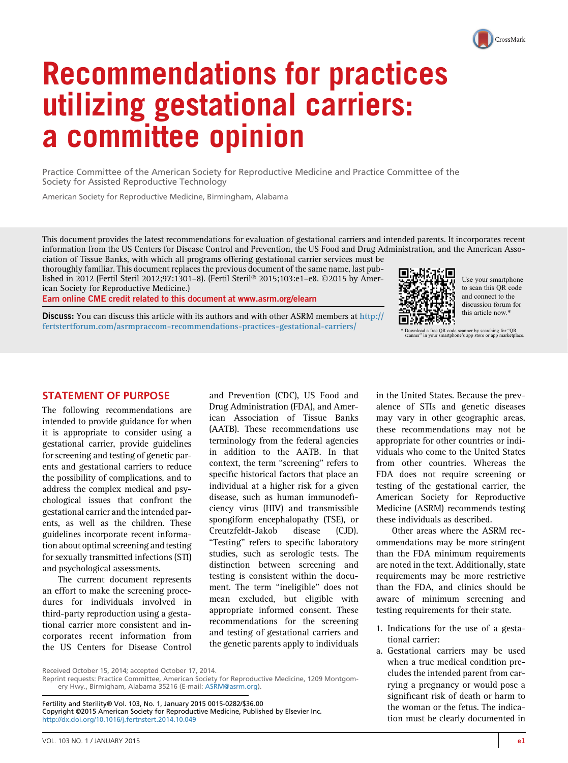# Recommendations for practices utilizing gestational carriers: a committee opinion

Practice Committee of the American Society for Reproductive Medicine and Practice Committee of the Society for Assisted Reproductive Technology

American Society for Reproductive Medicine, Birmingham, Alabama

This document provides the latest recommendations for evaluation of gestational carriers and intended parents. It incorporates recent information from the US Centers for Disease Control and Prevention, the US Food and Drug Administration, and the American Association of Tissue Banks, with which all programs offering gestational carrier services must be thoroughly familiar. This document replaces the previous document of the same name, last published in 2012 (Fertil Steril 2012;97:1301–8). (Fertil Steril® 2015;103:e1–e8. ©2015 by American Society for Reproductive Medicine.)

Earn online CME credit related to this document at www.asrm.org/elearn

**Discuss:** You can discuss this article with its authors and with other ASRM members at http://fertstertforum.com/asrmpraccom-recommendations-practices-gestational-carriers/

Use your smartphone to scan this QR code and connect to the discussion forum for this article now.*

\* Download a free QR code scanner by searching for "QR scanner" in your smartphone's app store or app marketplace.

## STATEMENT OF PURPOSE

The following recommendations are intended to provide guidance for when it is appropriate to consider using a gestational carrier, provide guidelines for screening and testing of genetic parents and gestational carriers to reduce the possibility of complications, and to address the complex medical and psychological issues that confront the gestational carrier and the intended parents, as well as the children. These guidelines incorporate recent information about optimal screening and testing for sexually transmitted infections (STI) and psychological assessments.

The current document represents an effort to make the screening procedures for individuals involved in third-party reproduction using a gestational carrier more consistent and incorporates recent information from the US Centers for Disease Control and Prevention (CDC), US Food and Drug Administration (FDA), and American Association of Tissue Banks (AATB). These recommendations use terminology from the federal agencies in addition to the AATB. In that context, the term "screening" refers to specific historical factors that place an individual at a higher risk for a given disease, such as human immunodeficiency virus (HIV) and transmissible spongiform encephalopathy (TSE), or Creutzfeldt-Jakob disease (CJD). "Testing" refers to specific laboratory studies, such as serologic tests. The distinction between screening and testing is consistent within the document. The term "ineligible" does not mean excluded, but eligible with appropriate informed consent. These recommendations for the screening and testing of gestational carriers and the genetic parents apply to individuals in the United States. Because the prevalence of STIs and genetic diseases may vary in other geographic areas, these recommendations may not be appropriate for other countries or individuals who come to the United States from other countries. Whereas the FDA does not require screening or testing of the gestational carrier, the American Society for Reproductive Medicine (ASRM) recommends testing these individuals as described.

Other areas where the ASRM recommendations may be more stringent than the FDA minimum requirements are noted in the text. Additionally, state requirements may be more restrictive than the FDA, and clinics should be aware of minimum screening and testing requirements for their state.

1. Indications for the use of a gestational carrier:
   a. Gestational carriers may be used when a true medical condition precludes the intended parent from carrying a pregnancy or would pose a significant risk of death or harm to the woman or the fetus. The indication must be clearly documented in

Received October 15, 2014; accepted October 17, 2014.

Reprint requests: Practice Committee, American Society for Reproductive Medicine, 1209 Montgomery Hwy., Birmigham, Alabama 35216 (E-mail: ASRM@asrm.org).

Fertility and Sterility® Vol. 103, No. 1, January 2015 0015-0282/$36.00
Copyright ©2015 American Society for Reproductive Medicine, Published by Elsevier Inc.
http://dx.doi.org/10.1016/j.fertnstert.2014.10.049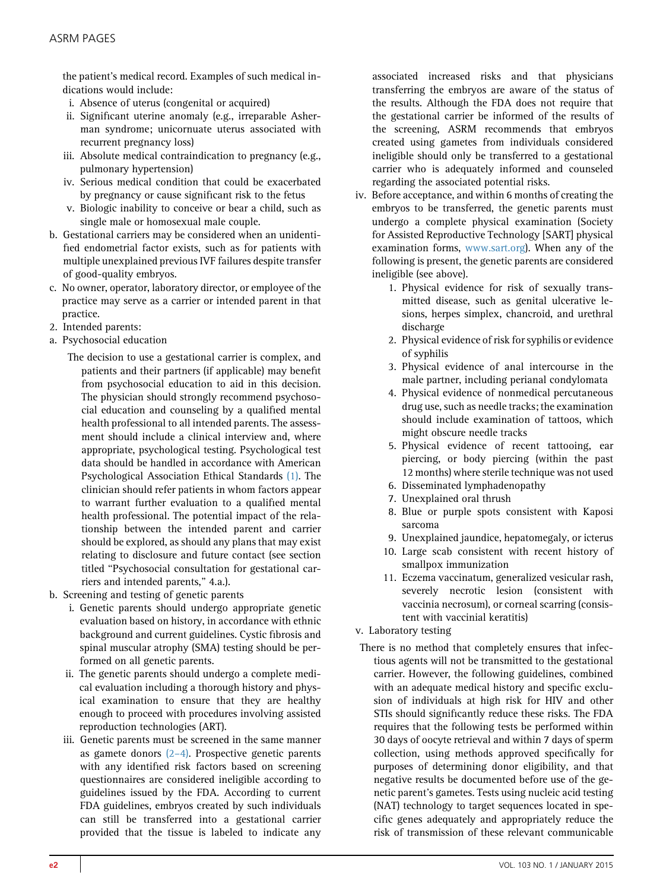the patient's medical record. Examples of such medical indications would include:

i. Absence of uterus (congenital or acquired)
ii. Significant uterine anomaly (e.g., irreparable Asherman syndrome; unicornuate uterus associated with recurrent pregnancy loss)
iii. Absolute medical contraindication to pregnancy (e.g., pulmonary hypertension)
iv. Serious medical condition that could be exacerbated by pregnancy or cause significant risk to the fetus
v. Biologic inability to conceive or bear a child, such as single male or homosexual male couple.

b. Gestational carriers may be considered when an unidentified endometrial factor exists, such as for patients with multiple unexplained previous IVF failures despite transfer of good-quality embryos.

c. No owner, operator, laboratory director, or employee of the practice may serve as a carrier or intended parent in that practice.

2. Intended parents:

a. Psychosocial education

The decision to use a gestational carrier is complex, and patients and their partners (if applicable) may benefit from psychosocial education to aid in this decision. The physician should strongly recommend psychosocial education and counseling by a qualified mental health professional to all intended parents. The assessment should include a clinical interview and, where appropriate, psychological testing. Psychological test data should be handled in accordance with American Psychological Association Ethical Standards (1). The clinician should refer patients in whom factors appear to warrant further evaluation to a qualified mental health professional. The potential impact of the relationship between the intended parent and carrier should be explored, as should any plans that may exist relating to disclosure and future contact (see section titled "Psychosocial consultation for gestational carriers and intended parents," 4.a.).

b. Screening and testing of genetic parents

i. Genetic parents should undergo appropriate genetic evaluation based on history, in accordance with ethnic background and current guidelines. Cystic fibrosis and spinal muscular atrophy (SMA) testing should be performed on all genetic parents.

ii. The genetic parents should undergo a complete medical evaluation including a thorough history and physical examination to ensure that they are healthy enough to proceed with procedures involving assisted reproduction technologies (ART).

iii. Genetic parents must be screened in the same manner as gamete donors (2–4). Prospective genetic parents with any identified risk factors based on screening questionnaires are considered ineligible according to guidelines issued by the FDA. According to current FDA guidelines, embryos created by such individuals can still be transferred into a gestational carrier provided that the tissue is labeled to indicate any associated increased risks and that physicians transferring the embryos are aware of the status of the results. Although the FDA does not require that the gestational carrier be informed of the results of the screening, ASRM recommends that embryos created using gametes from individuals considered ineligible should only be transferred to a gestational carrier who is adequately informed and counseled regarding the associated potential risks.

iv. Before acceptance, and within 6 months of creating the embryos to be transferred, the genetic parents must undergo a complete physical examination (Society for Assisted Reproductive Technology [SART] physical examination forms, www.sart.org). When any of the following is present, the genetic parents are considered ineligible (see above).

1. Physical evidence for risk of sexually transmitted disease, such as genital ulcerative lesions, herpes simplex, chancroid, and urethral discharge
2. Physical evidence of risk for syphilis or evidence of syphilis
3. Physical evidence of anal intercourse in the male partner, including perianal condylomata
4. Physical evidence of nonmedical percutaneous drug use, such as needle tracks; the examination should include examination of tattoos, which might obscure needle tracks
5. Physical evidence of recent tattooing, ear piercing, or body piercing (within the past 12 months) where sterile technique was not used
6. Disseminated lymphadenopathy
7. Unexplained oral thrush
8. Blue or purple spots consistent with Kaposi sarcoma
9. Unexplained jaundice, hepatomegaly, or icterus
10. Large scab consistent with recent history of smallpox immunization
11. Eczema vaccinatum, generalized vesicular rash, severely necrotic lesion (consistent with vaccinia necrosum), or corneal scarring (consistent with vaccinial keratitis)

v. Laboratory testing

There is no method that completely ensures that infectious agents will not be transmitted to the gestational carrier. However, the following guidelines, combined with an adequate medical history and specific exclusion of individuals at high risk for HIV and other STIs should significantly reduce these risks. The FDA requires that the following tests be performed within 30 days of oocyte retrieval and within 7 days of sperm collection, using methods approved specifically for purposes of determining donor eligibility, and that negative results be documented before use of the genetic parent's gametes. Tests using nucleic acid testing (NAT) technology to target sequences located in specific genes adequately and appropriately reduce the risk of transmission of these relevant communicable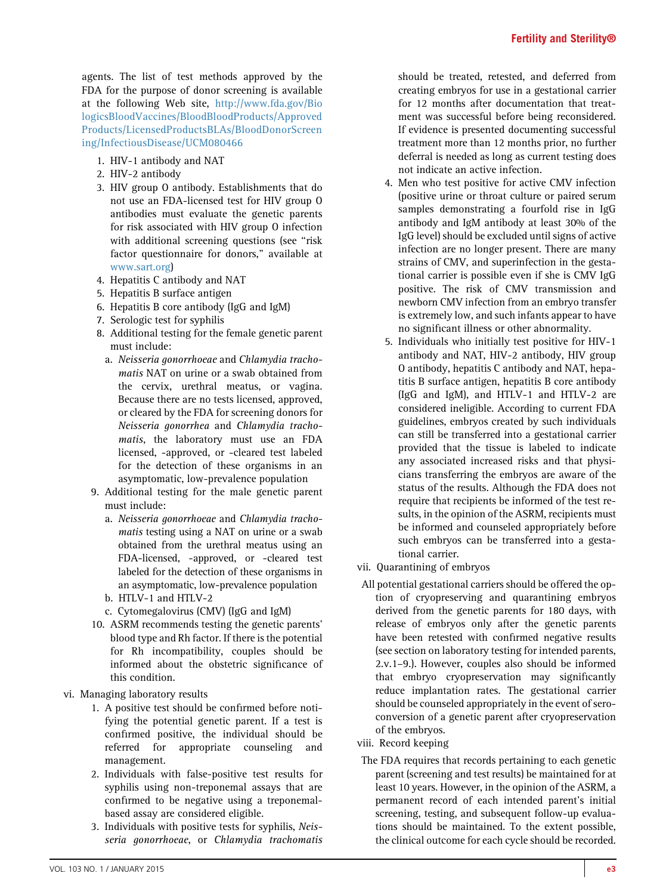agents. The list of test methods approved by the FDA for the purpose of donor screening is available at the following Web site, http://www.fda.gov/BiologicsBloodVaccines/BloodBloodProducts/ApprovedProducts/LicensedProductsBLAs/BloodDonorScreening/InfectiousDisease/UCM080466

1. HIV-1 antibody and NAT
2. HIV-2 antibody
3. HIV group O antibody. Establishments that do not use an FDA-licensed test for HIV group O antibodies must evaluate the genetic parents for risk associated with HIV group O infection with additional screening questions (see "risk factor questionnaire for donors," available at www.sart.org)
4. Hepatitis C antibody and NAT
5. Hepatitis B surface antigen
6. Hepatitis B core antibody (IgG and IgM)
7. Serologic test for syphilis
8. Additional testing for the female genetic parent must include:
   a. *Neisseria gonorrhoeae* and *Chlamydia trachomatis* NAT on urine or a swab obtained from the cervix, urethral meatus, or vagina. Because there are no tests licensed, approved, or cleared by the FDA for screening donors for *Neisseria gonorrhea* and *Chlamydia trachomatis*, the laboratory must use an FDA licensed, -approved, or -cleared test labeled for the detection of these organisms in an asymptomatic, low-prevalence population
9. Additional testing for the male genetic parent must include:
   a. *Neisseria gonorrhoeae* and *Chlamydia trachomatis* testing using a NAT on urine or a swab obtained from the urethral meatus using an FDA-licensed, -approved, or -cleared test labeled for the detection of these organisms in an asymptomatic, low-prevalence population
   b. HTLV-1 and HTLV-2
   c. Cytomegalovirus (CMV) (IgG and IgM)
10. ASRM recommends testing the genetic parents' blood type and Rh factor. If there is the potential for Rh incompatibility, couples should be informed about the obstetric significance of this condition.

vi. Managing laboratory results

1. A positive test should be confirmed before notifying the potential genetic parent. If a test is confirmed positive, the individual should be referred for appropriate counseling and management.
2. Individuals with false-positive test results for syphilis using non-treponemal assays that are confirmed to be negative using a treponemal-based assay are considered eligible.
3. Individuals with positive tests for syphilis, *Neisseria gonorrhoeae*, or *Chlamydia trachomatis* should be treated, retested, and deferred from creating embryos for use in a gestational carrier for 12 months after documentation that treatment was successful before being reconsidered. If evidence is presented documenting successful treatment more than 12 months prior, no further deferral is needed as long as current testing does not indicate an active infection.
4. Men who test positive for active CMV infection (positive urine or throat culture or paired serum samples demonstrating a fourfold rise in IgG antibody and IgM antibody at least 30% of the IgG level) should be excluded until signs of active infection are no longer present. There are many strains of CMV, and superinfection in the gestational carrier is possible even if she is CMV IgG positive. The risk of CMV transmission and newborn CMV infection from an embryo transfer is extremely low, and such infants appear to have no significant illness or other abnormality.
5. Individuals who initially test positive for HIV-1 antibody and NAT, HIV-2 antibody, HIV group O antibody, hepatitis C antibody and NAT, hepatitis B surface antigen, hepatitis B core antibody (IgG and IgM), and HTLV-1 and HTLV-2 are considered ineligible. According to current FDA guidelines, embryos created by such individuals can still be transferred into a gestational carrier provided that the tissue is labeled to indicate any associated increased risks and that physicians transferring the embryos are aware of the status of the results. Although the FDA does not require that recipients be informed of the test results, in the opinion of the ASRM, recipients must be informed and counseled appropriately before such embryos can be transferred into a gestational carrier.

vii. Quarantining of embryos

All potential gestational carriers should be offered the option of cryopreserving and quarantining embryos derived from the genetic parents for 180 days, with release of embryos only after the genetic parents have been retested with confirmed negative results (see section on laboratory testing for intended parents, 2.v.1–9.). However, couples also should be informed that embryo cryopreservation may significantly reduce implantation rates. The gestational carrier should be counseled appropriately in the event of seroconversion of a genetic parent after cryopreservation of the embryos.

viii. Record keeping

The FDA requires that records pertaining to each genetic parent (screening and test results) be maintained for at least 10 years. However, in the opinion of the ASRM, a permanent record of each intended parent's initial screening, testing, and subsequent follow-up evaluations should be maintained. To the extent possible, the clinical outcome for each cycle should be recorded.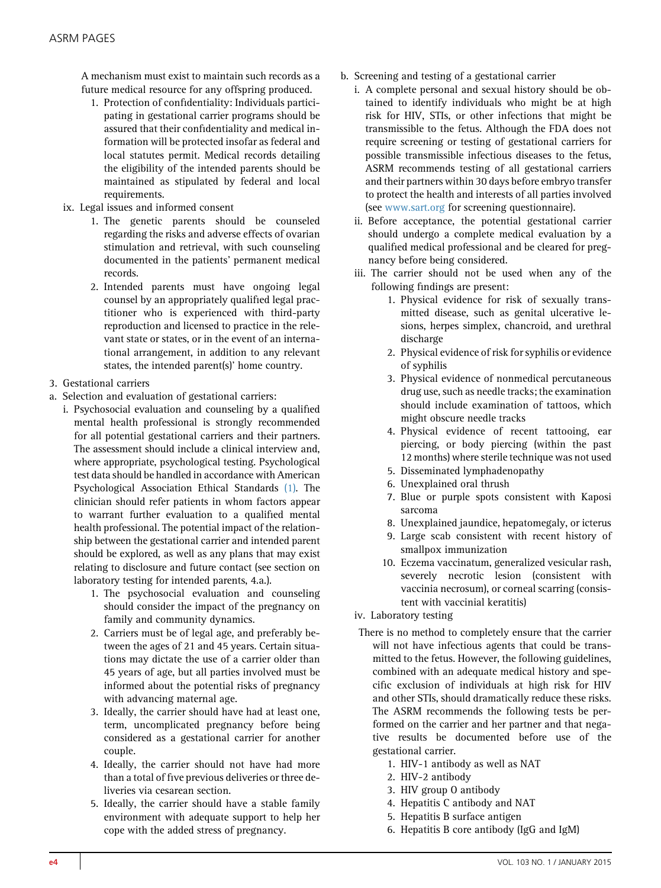A mechanism must exist to maintain such records as a future medical resource for any offspring produced.

1. Protection of confidentiality: Individuals participating in gestational carrier programs should be assured that their confidentiality and medical information will be protected insofar as federal and local statutes permit. Medical records detailing the eligibility of the intended parents should be maintained as stipulated by federal and local requirements.

ix. Legal issues and informed consent

1. The genetic parents should be counseled regarding the risks and adverse effects of ovarian stimulation and retrieval, with such counseling documented in the patients' permanent medical records.
2. Intended parents must have ongoing legal counsel by an appropriately qualified legal practitioner who is experienced with third-party reproduction and licensed to practice in the relevant state or states, or in the event of an international arrangement, in addition to any relevant states, the intended parent(s)' home country.

3. Gestational carriers

a. Selection and evaluation of gestational carriers:

i. Psychosocial evaluation and counseling by a qualified mental health professional is strongly recommended for all potential gestational carriers and their partners. The assessment should include a clinical interview and, where appropriate, psychological testing. Psychological test data should be handled in accordance with American Psychological Association Ethical Standards (1). The clinician should refer patients in whom factors appear to warrant further evaluation to a qualified mental health professional. The potential impact of the relationship between the gestational carrier and intended parent should be explored, as well as any plans that may exist relating to disclosure and future contact (see section on laboratory testing for intended parents, 4.a.).

1. The psychosocial evaluation and counseling should consider the impact of the pregnancy on family and community dynamics.
2. Carriers must be of legal age, and preferably between the ages of 21 and 45 years. Certain situations may dictate the use of a carrier older than 45 years of age, but all parties involved must be informed about the potential risks of pregnancy with advancing maternal age.
3. Ideally, the carrier should have had at least one, term, uncomplicated pregnancy before being considered as a gestational carrier for another couple.
4. Ideally, the carrier should not have had more than a total of five previous deliveries or three deliveries via cesarean section.
5. Ideally, the carrier should have a stable family environment with adequate support to help her cope with the added stress of pregnancy.

b. Screening and testing of a gestational carrier

i. A complete personal and sexual history should be obtained to identify individuals who might be at high risk for HIV, STIs, or other infections that might be transmissible to the fetus. Although the FDA does not require screening or testing of gestational carriers for possible transmissible infectious diseases to the fetus, ASRM recommends testing of all gestational carriers and their partners within 30 days before embryo transfer to protect the health and interests of all parties involved (see www.sart.org for screening questionnaire).

ii. Before acceptance, the potential gestational carrier should undergo a complete medical evaluation by a qualified medical professional and be cleared for pregnancy before being considered.

iii. The carrier should not be used when any of the following findings are present:

1. Physical evidence for risk of sexually transmitted disease, such as genital ulcerative lesions, herpes simplex, chancroid, and urethral discharge
2. Physical evidence of risk for syphilis or evidence of syphilis
3. Physical evidence of nonmedical percutaneous drug use, such as needle tracks; the examination should include examination of tattoos, which might obscure needle tracks
4. Physical evidence of recent tattooing, ear piercing, or body piercing (within the past 12 months) where sterile technique was not used
5. Disseminated lymphadenopathy
6. Unexplained oral thrush
7. Blue or purple spots consistent with Kaposi sarcoma
8. Unexplained jaundice, hepatomegaly, or icterus
9. Large scab consistent with recent history of smallpox immunization
10. Eczema vaccinatum, generalized vesicular rash, severely necrotic lesion (consistent with vaccinia necrosum), or corneal scarring (consistent with vaccinial keratitis)

iv. Laboratory testing

There is no method to completely ensure that the carrier will not have infectious agents that could be transmitted to the fetus. However, the following guidelines, combined with an adequate medical history and specific exclusion of individuals at high risk for HIV and other STIs, should dramatically reduce these risks. The ASRM recommends the following tests be performed on the carrier and her partner and that negative results be documented before use of the gestational carrier.

1. HIV-1 antibody as well as NAT
2. HIV-2 antibody
3. HIV group O antibody
4. Hepatitis C antibody and NAT
5. Hepatitis B surface antigen
6. Hepatitis B core antibody (IgG and IgM)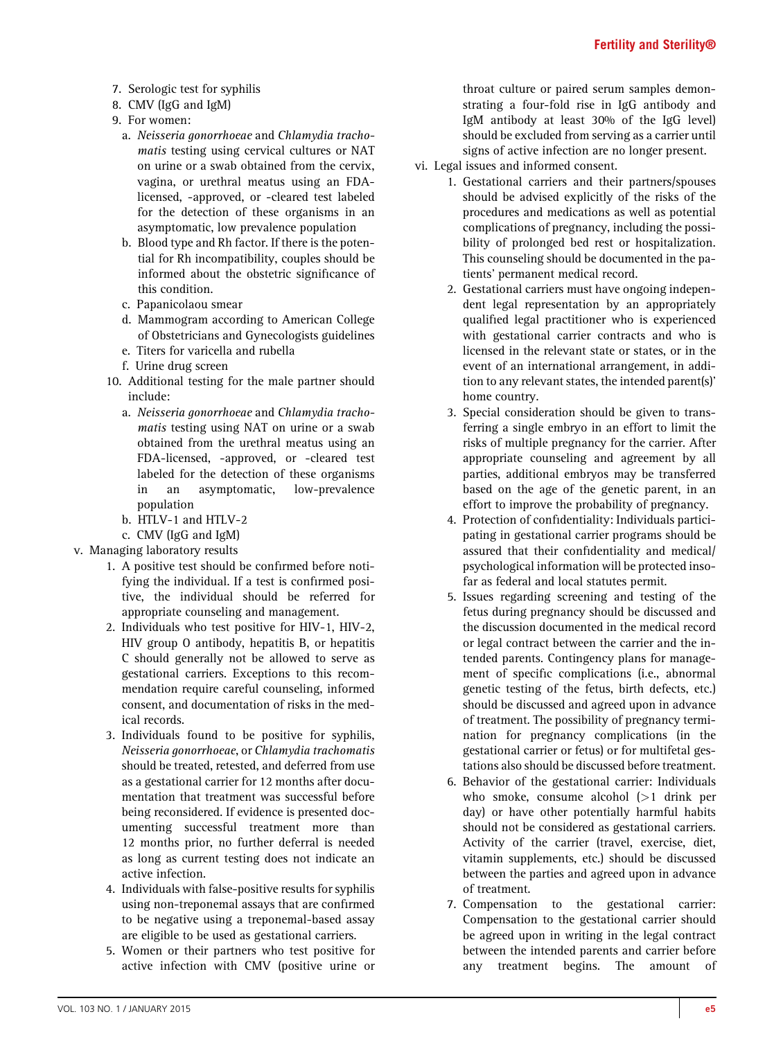7. Serologic test for syphilis
8. CMV (IgG and IgM)
9. For women:
   a. *Neisseria gonorrhoeae* and *Chlamydia trachomatis* testing using cervical cultures or NAT on urine or a swab obtained from the cervix, vagina, or urethral meatus using an FDA-licensed, -approved, or -cleared test labeled for the detection of these organisms in an asymptomatic, low prevalence population
   b. Blood type and Rh factor. If there is the potential for Rh incompatibility, couples should be informed about the obstetric significance of this condition.
   c. Papanicolaou smear
   d. Mammogram according to American College of Obstetricians and Gynecologists guidelines
   e. Titers for varicella and rubella
   f. Urine drug screen
10. Additional testing for the male partner should include:
   a. *Neisseria gonorrhoeae* and *Chlamydia trachomatis* testing using NAT on urine or a swab obtained from the urethral meatus using an FDA-licensed, -approved, or -cleared test labeled for the detection of these organisms in an asymptomatic, low-prevalence population
   b. HTLV-1 and HTLV-2
   c. CMV (IgG and IgM)

v. Managing laboratory results
   1. A positive test should be confirmed before notifying the individual. If a test is confirmed positive, the individual should be referred for appropriate counseling and management.
   2. Individuals who test positive for HIV-1, HIV-2, HIV group O antibody, hepatitis B, or hepatitis C should generally not be allowed to serve as gestational carriers. Exceptions to this recommendation require careful counseling, informed consent, and documentation of risks in the medical records.
   3. Individuals found to be positive for syphilis, *Neisseria gonorrhoeae*, or *Chlamydia trachomatis* should be treated, retested, and deferred from use as a gestational carrier for 12 months after documentation that treatment was successful before being reconsidered. If evidence is presented documenting successful treatment more than 12 months prior, no further deferral is needed as long as current testing does not indicate an active infection.
   4. Individuals with false-positive results for syphilis using non-treponemal assays that are confirmed to be negative using a treponemal-based assay are eligible to be used as gestational carriers.
   5. Women or their partners who test positive for active infection with CMV (positive urine or throat culture or paired serum samples demonstrating a four-fold rise in IgG antibody and IgM antibody at least 30% of the IgG level) should be excluded from serving as a carrier until signs of active infection are no longer present.

vi. Legal issues and informed consent.
   1. Gestational carriers and their partners/spouses should be advised explicitly of the risks of the procedures and medications as well as potential complications of pregnancy, including the possibility of prolonged bed rest or hospitalization. This counseling should be documented in the patients' permanent medical record.
   2. Gestational carriers must have ongoing independent legal representation by an appropriately qualified legal practitioner who is experienced with gestational carrier contracts and who is licensed in the relevant state or states, or in the event of an international arrangement, in addition to any relevant states, the intended parent(s)' home country.
   3. Special consideration should be given to transferring a single embryo in an effort to limit the risks of multiple pregnancy for the carrier. After appropriate counseling and agreement by all parties, additional embryos may be transferred based on the age of the genetic parent, in an effort to improve the probability of pregnancy.
   4. Protection of confidentiality: Individuals participating in gestational carrier programs should be assured that their confidentiality and medical/psychological information will be protected insofar as federal and local statutes permit.
   5. Issues regarding screening and testing of the fetus during pregnancy should be discussed and the discussion documented in the medical record or legal contract between the carrier and the intended parents. Contingency plans for management of specific complications (i.e., abnormal genetic testing of the fetus, birth defects, etc.) should be discussed and agreed upon in advance of treatment. The possibility of pregnancy termination for pregnancy complications (in the gestational carrier or fetus) or for multifetal gestations also should be discussed before treatment.
   6. Behavior of the gestational carrier: Individuals who smoke, consume alcohol (>1 drink per day) or have other potentially harmful habits should not be considered as gestational carriers. Activity of the carrier (travel, exercise, diet, vitamin supplements, etc.) should be discussed between the parties and agreed upon in advance of treatment.
   7. Compensation to the gestational carrier: Compensation to the gestational carrier should be agreed upon in writing in the legal contract between the intended parents and carrier before any treatment begins. The amount of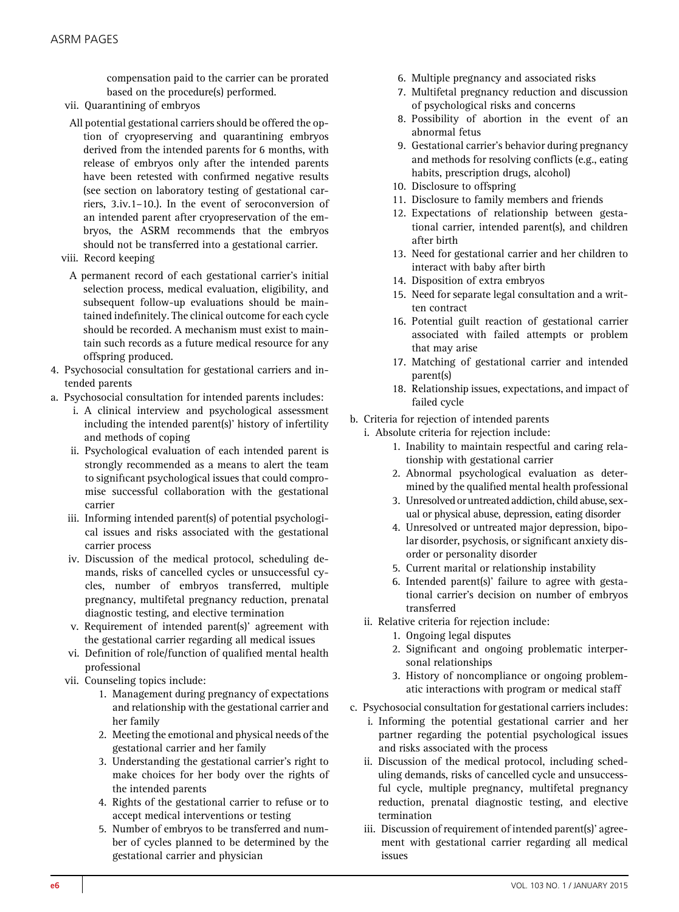compensation paid to the carrier can be prorated based on the procedure(s) performed.

vii. Quarantining of embryos

All potential gestational carriers should be offered the option of cryopreserving and quarantining embryos derived from the intended parents for 6 months, with release of embryos only after the intended parents have been retested with confirmed negative results (see section on laboratory testing of gestational carriers, 3.iv.1–10.). In the event of seroconversion of an intended parent after cryopreservation of the embryos, the ASRM recommends that the embryos should not be transferred into a gestational carrier.

viii. Record keeping

A permanent record of each gestational carrier's initial selection process, medical evaluation, eligibility, and subsequent follow-up evaluations should be maintained indefinitely. The clinical outcome for each cycle should be recorded. A mechanism must exist to maintain such records as a future medical resource for any offspring produced.

4. Psychosocial consultation for gestational carriers and intended parents

a. Psychosocial consultation for intended parents includes:
   - i. A clinical interview and psychological assessment including the intended parent(s)' history of infertility and methods of coping
   - ii. Psychological evaluation of each intended parent is strongly recommended as a means to alert the team to significant psychological issues that could compromise successful collaboration with the gestational carrier
   - iii. Informing intended parent(s) of potential psychological issues and risks associated with the gestational carrier process
   - iv. Discussion of the medical protocol, scheduling demands, risks of cancelled cycles or unsuccessful cycles, number of embryos transferred, multiple pregnancy, multifetal pregnancy reduction, prenatal diagnostic testing, and elective termination
   - v. Requirement of intended parent(s)' agreement with the gestational carrier regarding all medical issues
   - vi. Definition of role/function of qualified mental health professional
   - vii. Counseling topics include:
     1. Management during pregnancy of expectations and relationship with the gestational carrier and her family
     2. Meeting the emotional and physical needs of the gestational carrier and her family
     3. Understanding the gestational carrier's right to make choices for her body over the rights of the intended parents
     4. Rights of the gestational carrier to refuse or to accept medical interventions or testing
     5. Number of embryos to be transferred and number of cycles planned to be determined by the gestational carrier and physician
     6. Multiple pregnancy and associated risks
     7. Multifetal pregnancy reduction and discussion of psychological risks and concerns
     8. Possibility of abortion in the event of an abnormal fetus
     9. Gestational carrier's behavior during pregnancy and methods for resolving conflicts (e.g., eating habits, prescription drugs, alcohol)
     10. Disclosure to offspring
     11. Disclosure to family members and friends
     12. Expectations of relationship between gestational carrier, intended parent(s), and children after birth
     13. Need for gestational carrier and her children to interact with baby after birth
     14. Disposition of extra embryos
     15. Need for separate legal consultation and a written contract
     16. Potential guilt reaction of gestational carrier associated with failed attempts or problem that may arise
     17. Matching of gestational carrier and intended parent(s)
     18. Relationship issues, expectations, and impact of failed cycle

b. Criteria for rejection of intended parents
   - i. Absolute criteria for rejection include:
     1. Inability to maintain respectful and caring relationship with gestational carrier
     2. Abnormal psychological evaluation as determined by the qualified mental health professional
     3. Unresolved or untreated addiction, child abuse, sexual or physical abuse, depression, eating disorder
     4. Unresolved or untreated major depression, bipolar disorder, psychosis, or significant anxiety disorder or personality disorder
     5. Current marital or relationship instability
     6. Intended parent(s)' failure to agree with gestational carrier's decision on number of embryos transferred
   - ii. Relative criteria for rejection include:
     1. Ongoing legal disputes
     2. Significant and ongoing problematic interpersonal relationships
     3. History of noncompliance or ongoing problematic interactions with program or medical staff

c. Psychosocial consultation for gestational carriers includes:
   - i. Informing the potential gestational carrier and her partner regarding the potential psychological issues and risks associated with the process
   - ii. Discussion of the medical protocol, including scheduling demands, risks of cancelled cycle and unsuccessful cycle, multiple pregnancy, multifetal pregnancy reduction, prenatal diagnostic testing, and elective termination
   - iii. Discussion of requirement of intended parent(s)' agreement with gestational carrier regarding all medical issues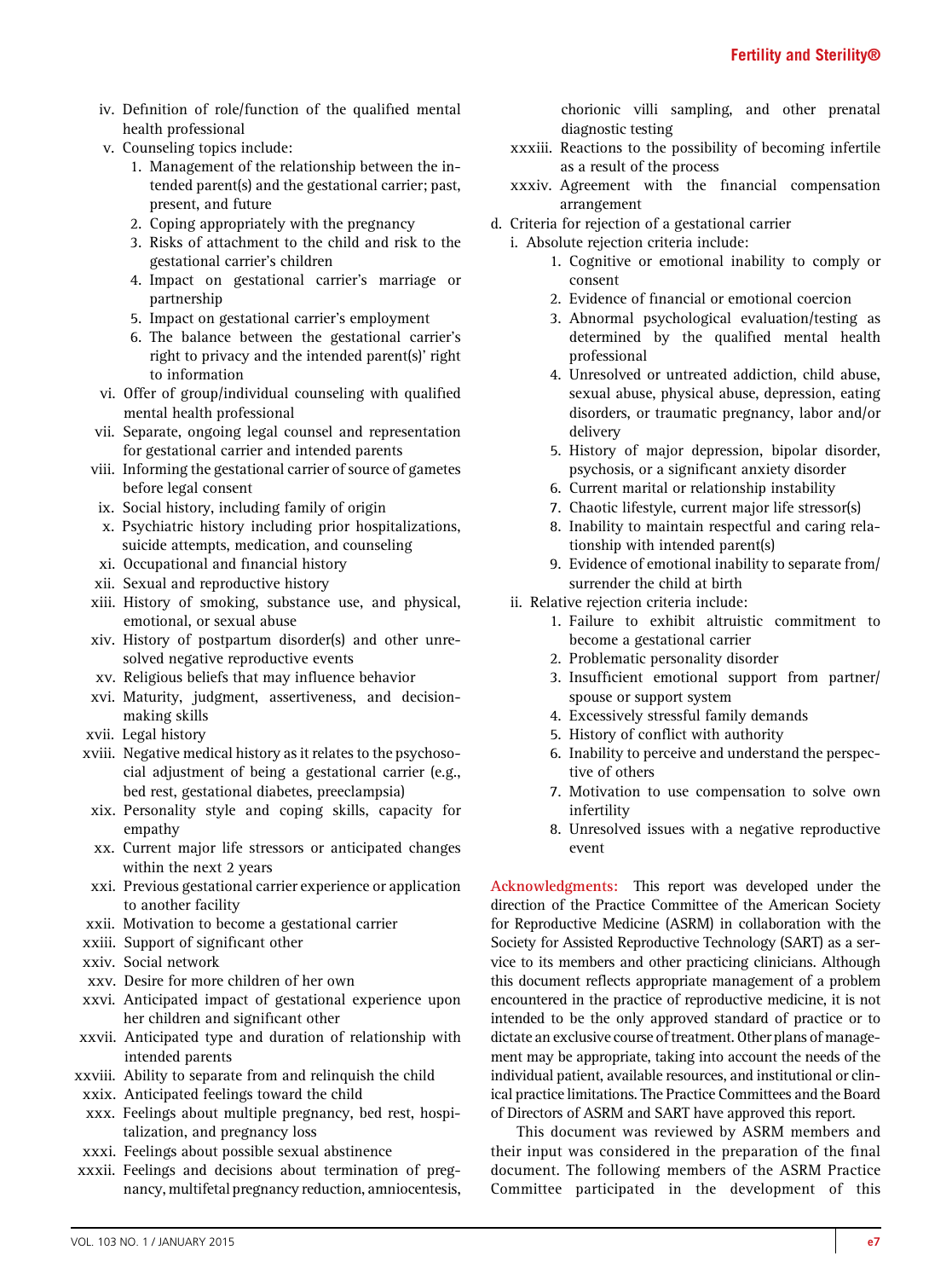iv. Definition of role/function of the qualified mental health professional
v. Counseling topics include:
   1. Management of the relationship between the intended parent(s) and the gestational carrier; past, present, and future
   2. Coping appropriately with the pregnancy
   3. Risks of attachment to the child and risk to the gestational carrier's children
   4. Impact on gestational carrier's marriage or partnership
   5. Impact on gestational carrier's employment
   6. The balance between the gestational carrier's right to privacy and the intended parent(s)' right to information
vi. Offer of group/individual counseling with qualified mental health professional
vii. Separate, ongoing legal counsel and representation for gestational carrier and intended parents
viii. Informing the gestational carrier of source of gametes before legal consent
ix. Social history, including family of origin
x. Psychiatric history including prior hospitalizations, suicide attempts, medication, and counseling
xi. Occupational and financial history
xii. Sexual and reproductive history
xiii. History of smoking, substance use, and physical, emotional, or sexual abuse
xiv. History of postpartum disorder(s) and other unresolved negative reproductive events
xv. Religious beliefs that may influence behavior
xvi. Maturity, judgment, assertiveness, and decision-making skills
xvii. Legal history
xviii. Negative medical history as it relates to the psychosocial adjustment of being a gestational carrier (e.g., bed rest, gestational diabetes, preeclampsia)
xix. Personality style and coping skills, capacity for empathy
xx. Current major life stressors or anticipated changes within the next 2 years
xxi. Previous gestational carrier experience or application to another facility
xxii. Motivation to become a gestational carrier
xxiii. Support of significant other
xxiv. Social network
xxv. Desire for more children of her own
xxvi. Anticipated impact of gestational experience upon her children and significant other
xxvii. Anticipated type and duration of relationship with intended parents
xxviii. Ability to separate from and relinquish the child
xxix. Anticipated feelings toward the child
xxx. Feelings about multiple pregnancy, bed rest, hospitalization, and pregnancy loss
xxxi. Feelings about possible sexual abstinence
xxxii. Feelings and decisions about termination of pregnancy, multifetal pregnancy reduction, amniocentesis, chorionic villi sampling, and other prenatal diagnostic testing
xxxiii. Reactions to the possibility of becoming infertile as a result of the process
xxxiv. Agreement with the financial compensation arrangement

d. Criteria for rejection of a gestational carrier
   i. Absolute rejection criteria include:
      1. Cognitive or emotional inability to comply or consent
      2. Evidence of financial or emotional coercion
      3. Abnormal psychological evaluation/testing as determined by the qualified mental health professional
      4. Unresolved or untreated addiction, child abuse, sexual abuse, physical abuse, depression, eating disorders, or traumatic pregnancy, labor and/or delivery
      5. History of major depression, bipolar disorder, psychosis, or a significant anxiety disorder
      6. Current marital or relationship instability
      7. Chaotic lifestyle, current major life stressor(s)
      8. Inability to maintain respectful and caring relationship with intended parent(s)
      9. Evidence of emotional inability to separate from/surrender the child at birth
   ii. Relative rejection criteria include:
      1. Failure to exhibit altruistic commitment to become a gestational carrier
      2. Problematic personality disorder
      3. Insufficient emotional support from partner/spouse or support system
      4. Excessively stressful family demands
      5. History of conflict with authority
      6. Inability to perceive and understand the perspective of others
      7. Motivation to use compensation to solve own infertility
      8. Unresolved issues with a negative reproductive event

**Acknowledgments:** This report was developed under the direction of the Practice Committee of the American Society for Reproductive Medicine (ASRM) in collaboration with the Society for Assisted Reproductive Technology (SART) as a service to its members and other practicing clinicians. Although this document reflects appropriate management of a problem encountered in the practice of reproductive medicine, it is not intended to be the only approved standard of practice or to dictate an exclusive course of treatment. Other plans of management may be appropriate, taking into account the needs of the individual patient, available resources, and institutional or clinical practice limitations. The Practice Committees and the Board of Directors of ASRM and SART have approved this report.

This document was reviewed by ASRM members and their input was considered in the preparation of the final document. The following members of the ASRM Practice Committee participated in the development of this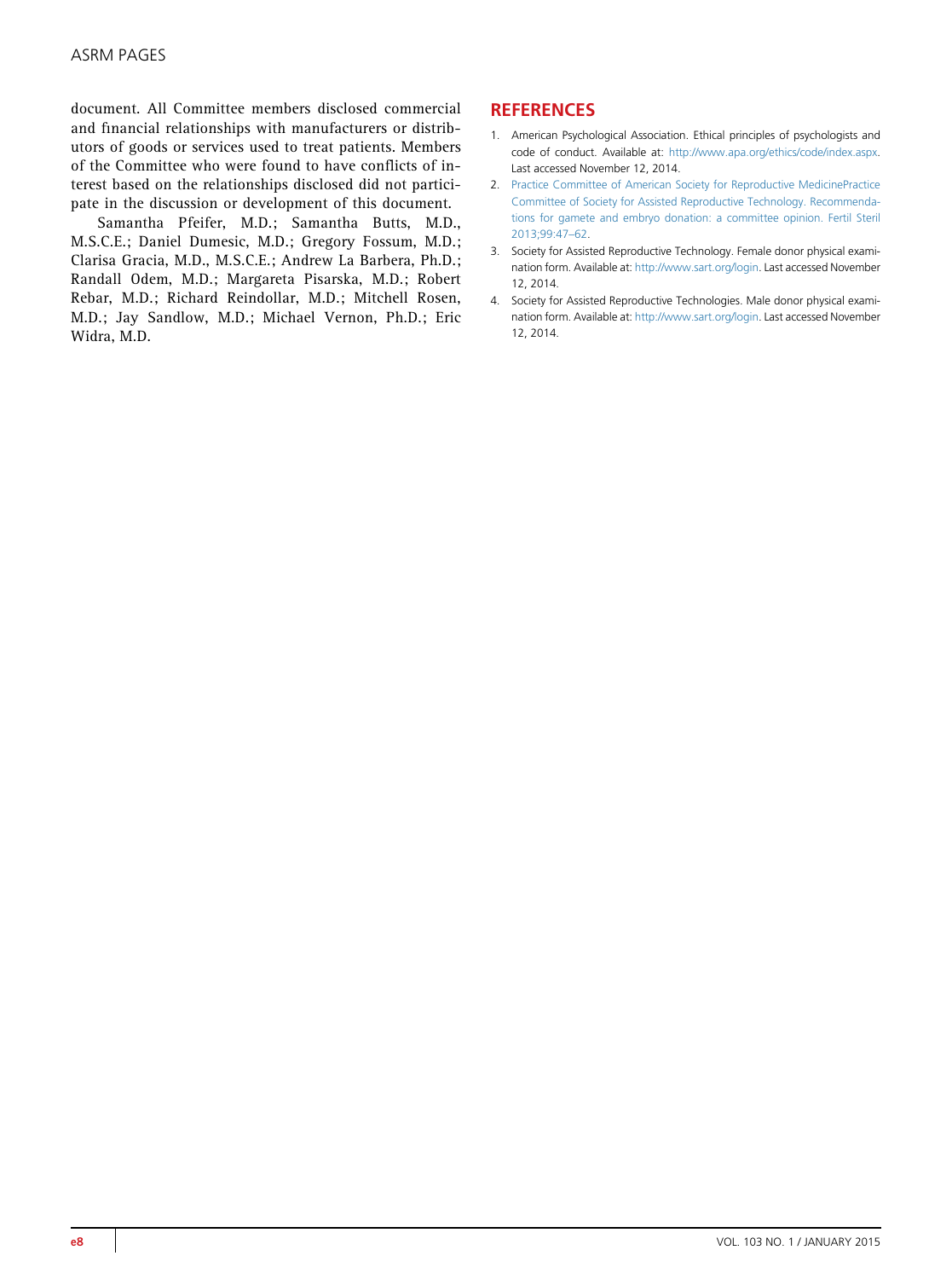document. All Committee members disclosed commercial and financial relationships with manufacturers or distributors of goods or services used to treat patients. Members of the Committee who were found to have conflicts of interest based on the relationships disclosed did not participate in the discussion or development of this document.

Samantha Pfeifer, M.D.; Samantha Butts, M.D., M.S.C.E.; Daniel Dumesic, M.D.; Gregory Fossum, M.D.; Clarisa Gracia, M.D., M.S.C.E.; Andrew La Barbera, Ph.D.; Randall Odem, M.D.; Margareta Pisarska, M.D.; Robert Rebar, M.D.; Richard Reindollar, M.D.; Mitchell Rosen, M.D.; Jay Sandlow, M.D.; Michael Vernon, Ph.D.; Eric Widra, M.D.

## REFERENCES

1. American Psychological Association. Ethical principles of psychologists and code of conduct. Available at: http://www.apa.org/ethics/code/index.aspx. Last accessed November 12, 2014.
2. Practice Committee of American Society for Reproductive MedicinePractice Committee of Society for Assisted Reproductive Technology. Recommendations for gamete and embryo donation: a committee opinion. Fertil Steril 2013;99:47–62.
3. Society for Assisted Reproductive Technology. Female donor physical examination form. Available at: http://www.sart.org/login. Last accessed November 12, 2014.
4. Society for Assisted Reproductive Technologies. Male donor physical examination form. Available at: http://www.sart.org/login. Last accessed November 12, 2014.